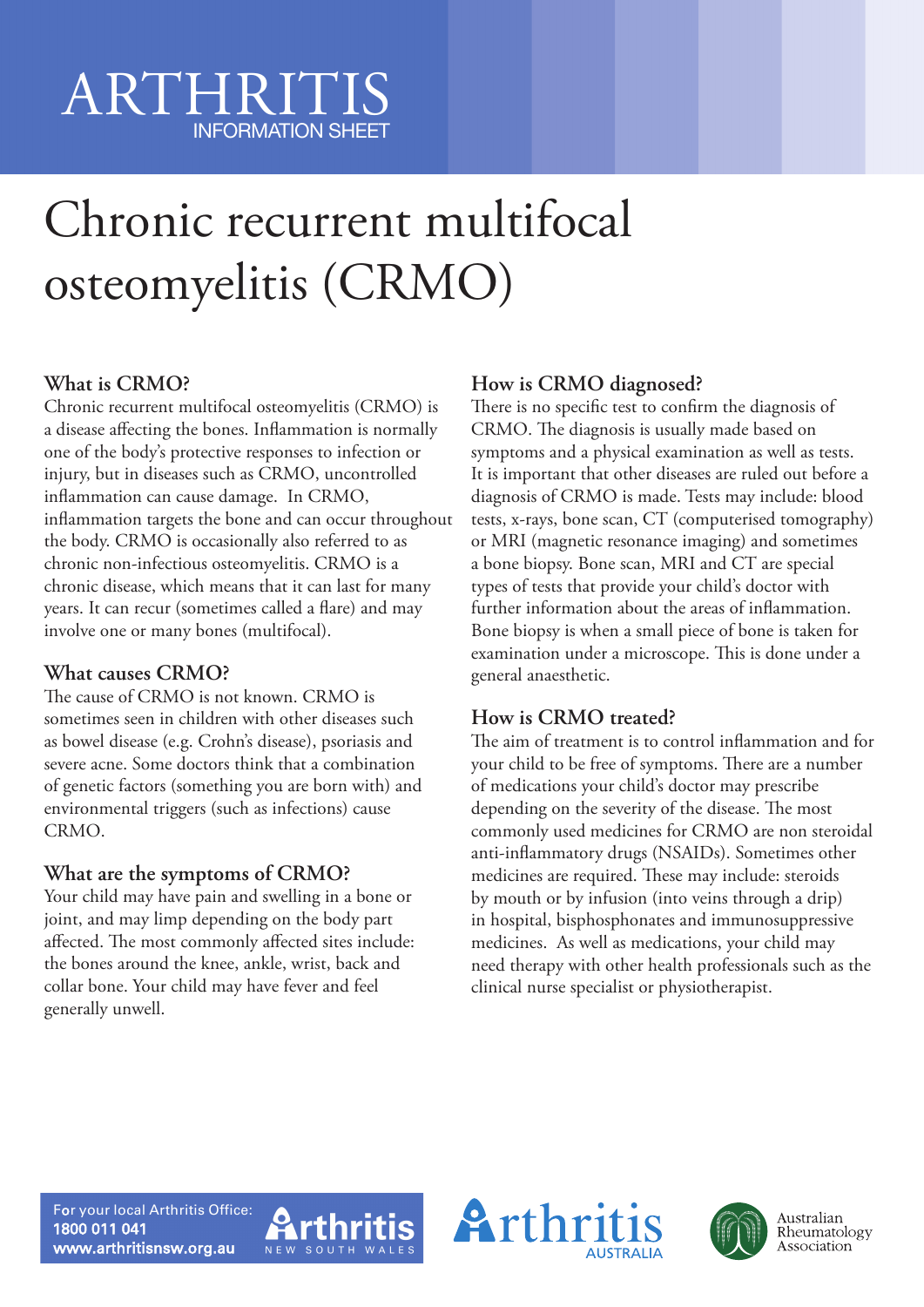ARTHRITIS
INFORMATION SHEET

# Chronic recurrent multifocal osteomyelitis (CRMO)

## What is CRMO?

Chronic recurrent multifocal osteomyelitis (CRMO) is a disease affecting the bones. Inflammation is normally one of the body's protective responses to infection or injury, but in diseases such as CRMO, uncontrolled inflammation can cause damage. In CRMO, inflammation targets the bone and can occur throughout the body. CRMO is occasionally also referred to as chronic non-infectious osteomyelitis. CRMO is a chronic disease, which means that it can last for many years. It can recur (sometimes called a flare) and may involve one or many bones (multifocal).

## What causes CRMO?

The cause of CRMO is not known. CRMO is sometimes seen in children with other diseases such as bowel disease (e.g. Crohn's disease), psoriasis and severe acne. Some doctors think that a combination of genetic factors (something you are born with) and environmental triggers (such as infections) cause CRMO.

## What are the symptoms of CRMO?

Your child may have pain and swelling in a bone or joint, and may limp depending on the body part affected. The most commonly affected sites include: the bones around the knee, ankle, wrist, back and collar bone. Your child may have fever and feel generally unwell.

## How is CRMO diagnosed?

There is no specific test to confirm the diagnosis of CRMO. The diagnosis is usually made based on symptoms and a physical examination as well as tests. It is important that other diseases are ruled out before a diagnosis of CRMO is made. Tests may include: blood tests, x-rays, bone scan, CT (computerised tomography) or MRI (magnetic resonance imaging) and sometimes a bone biopsy. Bone scan, MRI and CT are special types of tests that provide your child's doctor with further information about the areas of inflammation. Bone biopsy is when a small piece of bone is taken for examination under a microscope. This is done under a general anaesthetic.

## How is CRMO treated?

The aim of treatment is to control inflammation and for your child to be free of symptoms. There are a number of medications your child's doctor may prescribe depending on the severity of the disease. The most commonly used medicines for CRMO are non steroidal anti-inflammatory drugs (NSAIDs). Sometimes other medicines are required. These may include: steroids by mouth or by infusion (into veins through a drip) in hospital, bisphosphonates and immunosuppressive medicines. As well as medications, your child may need therapy with other health professionals such as the clinical nurse specialist or physiotherapist.

For your local Arthritis Office:
**1800 011 041**
**www.arthritisnsw.org.au**

Arthritis NEW SOUTH WALES | Arthritis AUSTRALIA | Australian Rheumatology Association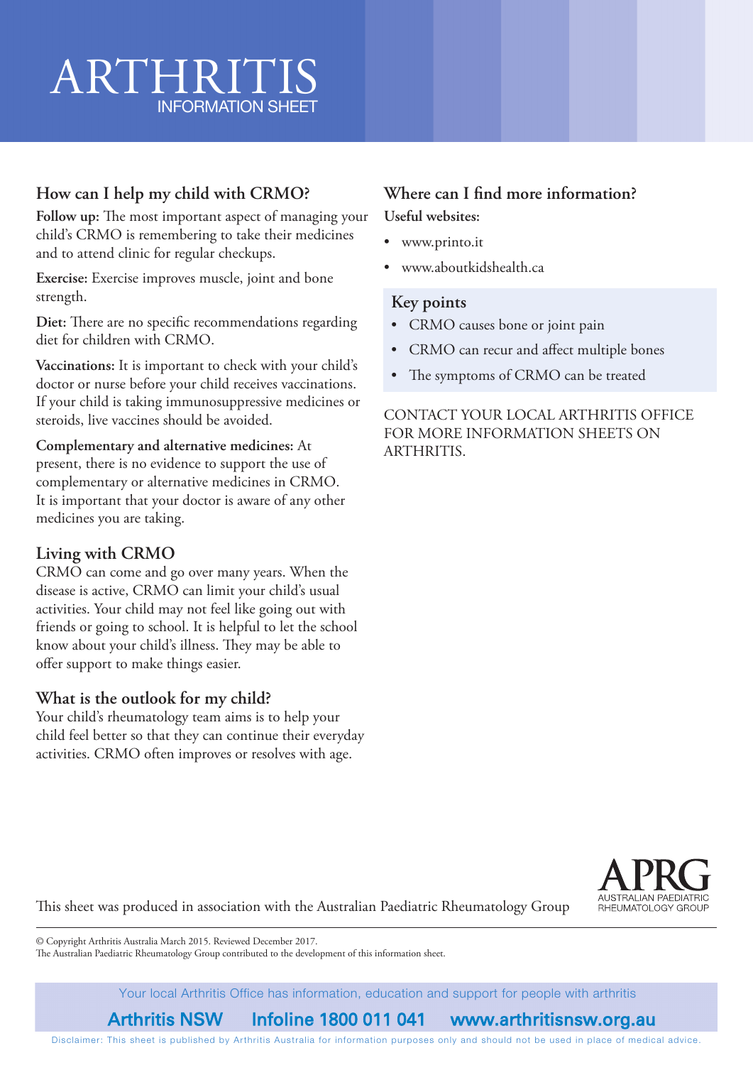# ARTHRITIS
INFORMATION SHEET

## How can I help my child with CRMO?

**Follow up:** The most important aspect of managing your child's CRMO is remembering to take their medicines and to attend clinic for regular checkups.

**Exercise:** Exercise improves muscle, joint and bone strength.

**Diet:** There are no specific recommendations regarding diet for children with CRMO.

**Vaccinations:** It is important to check with your child's doctor or nurse before your child receives vaccinations. If your child is taking immunosuppressive medicines or steroids, live vaccines should be avoided.

**Complementary and alternative medicines:** At present, there is no evidence to support the use of complementary or alternative medicines in CRMO. It is important that your doctor is aware of any other medicines you are taking.

## Living with CRMO

CRMO can come and go over many years. When the disease is active, CRMO can limit your child's usual activities. Your child may not feel like going out with friends or going to school. It is helpful to let the school know about your child's illness. They may be able to offer support to make things easier.

## What is the outlook for my child?

Your child's rheumatology team aims is to help your child feel better so that they can continue their everyday activities. CRMO often improves or resolves with age.

## Where can I find more information?

**Useful websites:**

- www.printo.it
- www.aboutkidshealth.ca

## Key points

- CRMO causes bone or joint pain
- CRMO can recur and affect multiple bones
- The symptoms of CRMO can be treated

CONTACT YOUR LOCAL ARTHRITIS OFFICE FOR MORE INFORMATION SHEETS ON ARTHRITIS.

This sheet was produced in association with the Australian Paediatric Rheumatology Group

APRG AUSTRALIAN PAEDIATRIC RHEUMATOLOGY GROUP

© Copyright Arthritis Australia March 2015. Reviewed December 2017.
The Australian Paediatric Rheumatology Group contributed to the development of this information sheet.

Your local Arthritis Office has information, education and support for people with arthritis

**Arthritis NSW Infoline 1800 011 041 www.arthritisnsw.org.au**

Disclaimer: This sheet is published by Arthritis Australia for information purposes only and should not be used in place of medical advice.